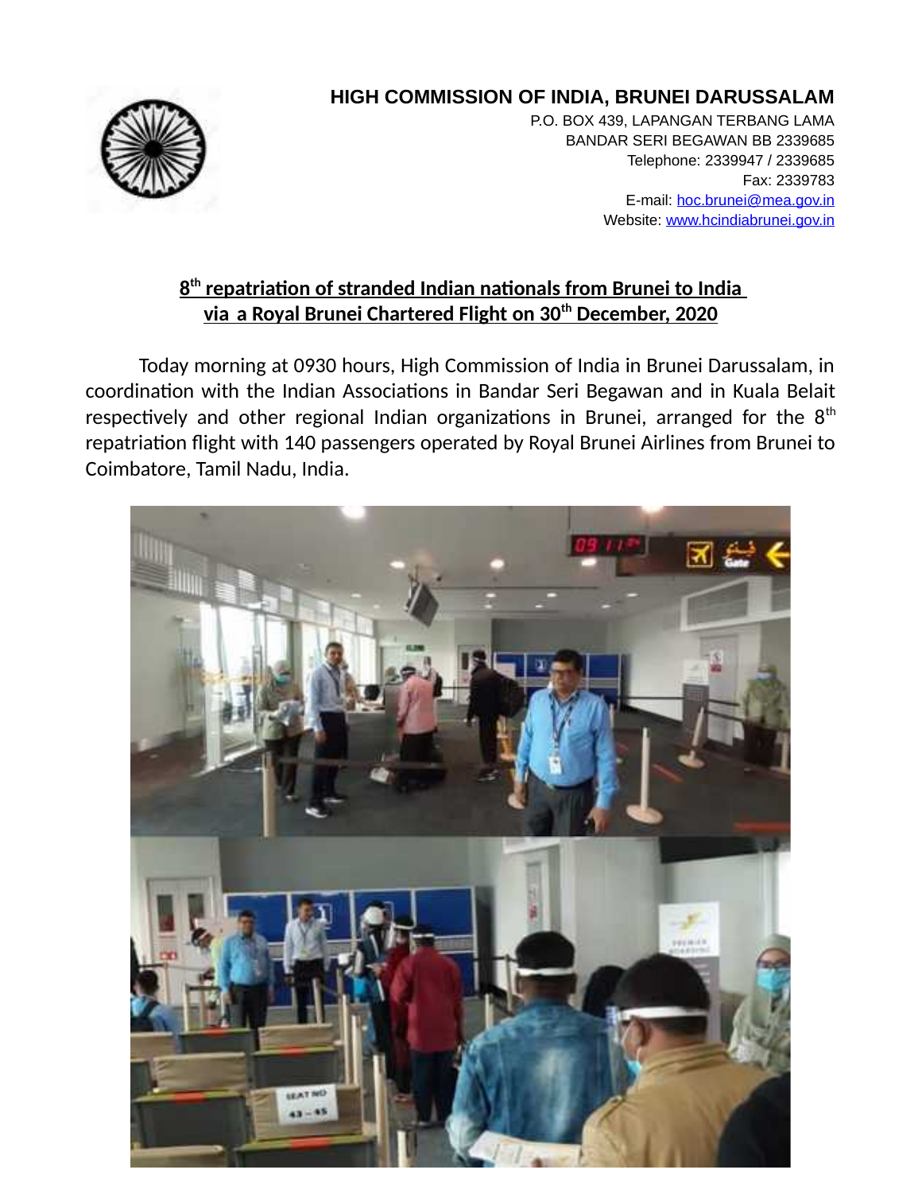# HIGH COMMISSION OF INDIA, BRUNEI DARUSSALAM

P.O. BOX 439, LAPANGAN TERBANG LAMA
BANDAR SERI BEGAWAN BB 2339685
Telephone: 2339947 / 2339685
Fax: 2339783
E-mail: hoc.brunei@mea.gov.in
Website: www.hcindiabrunei.gov.in

## 8th repatriation of stranded Indian nationals from Brunei to India via a Royal Brunei Chartered Flight on 30th December, 2020

Today morning at 0930 hours, High Commission of India in Brunei Darussalam, in coordination with the Indian Associations in Bandar Seri Begawan and in Kuala Belait respectively and other regional Indian organizations in Brunei, arranged for the 8th repatriation flight with 140 passengers operated by Royal Brunei Airlines from Brunei to Coimbatore, Tamil Nadu, India.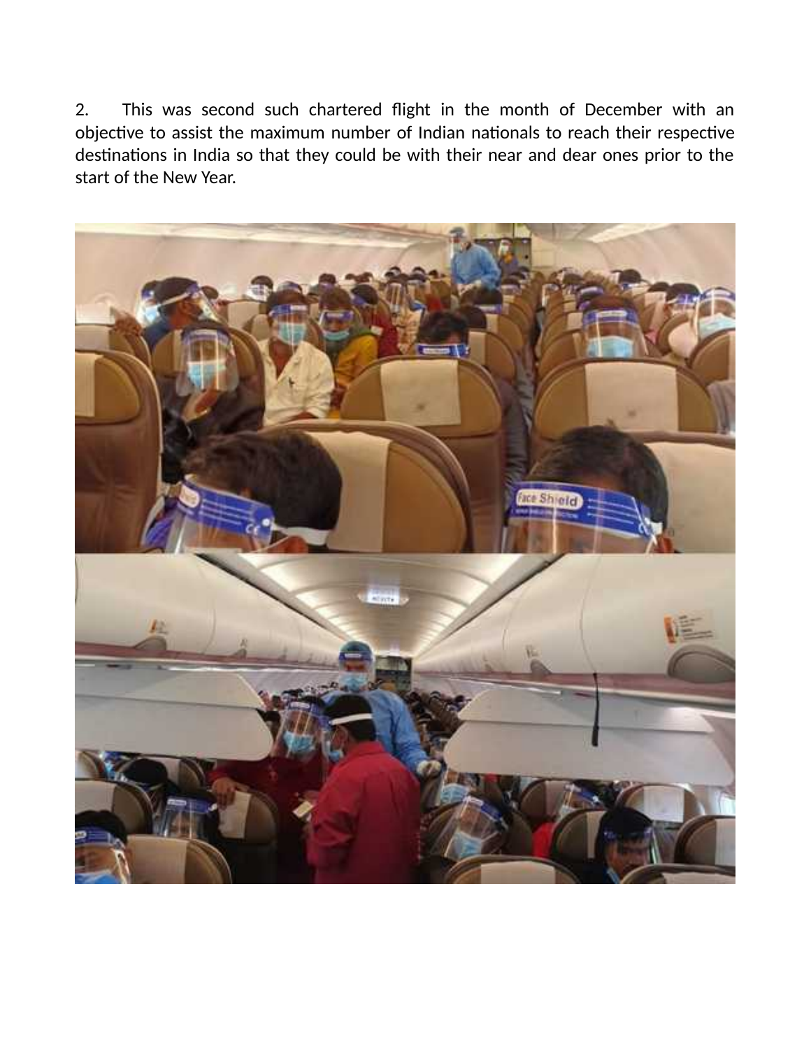2. This was second such chartered flight in the month of December with an objective to assist the maximum number of Indian nationals to reach their respective destinations in India so that they could be with their near and dear ones prior to the start of the New Year.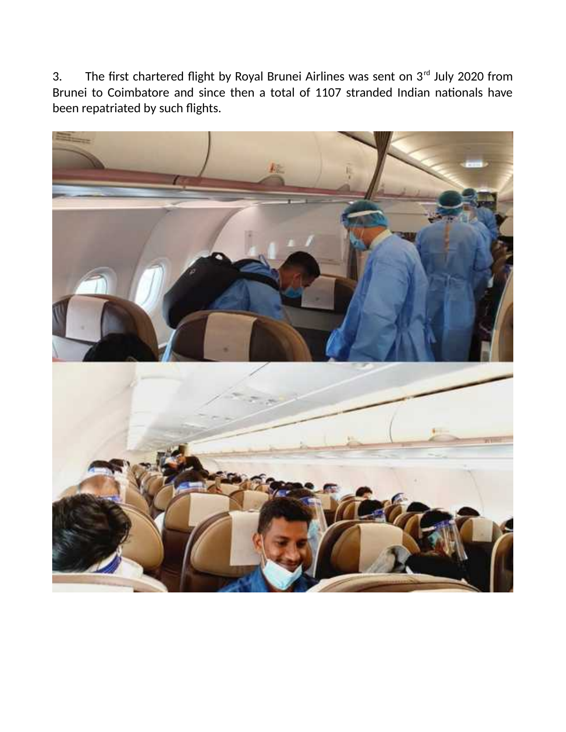3. The first chartered flight by Royal Brunei Airlines was sent on 3rd July 2020 from Brunei to Coimbatore and since then a total of 1107 stranded Indian nationals have been repatriated by such flights.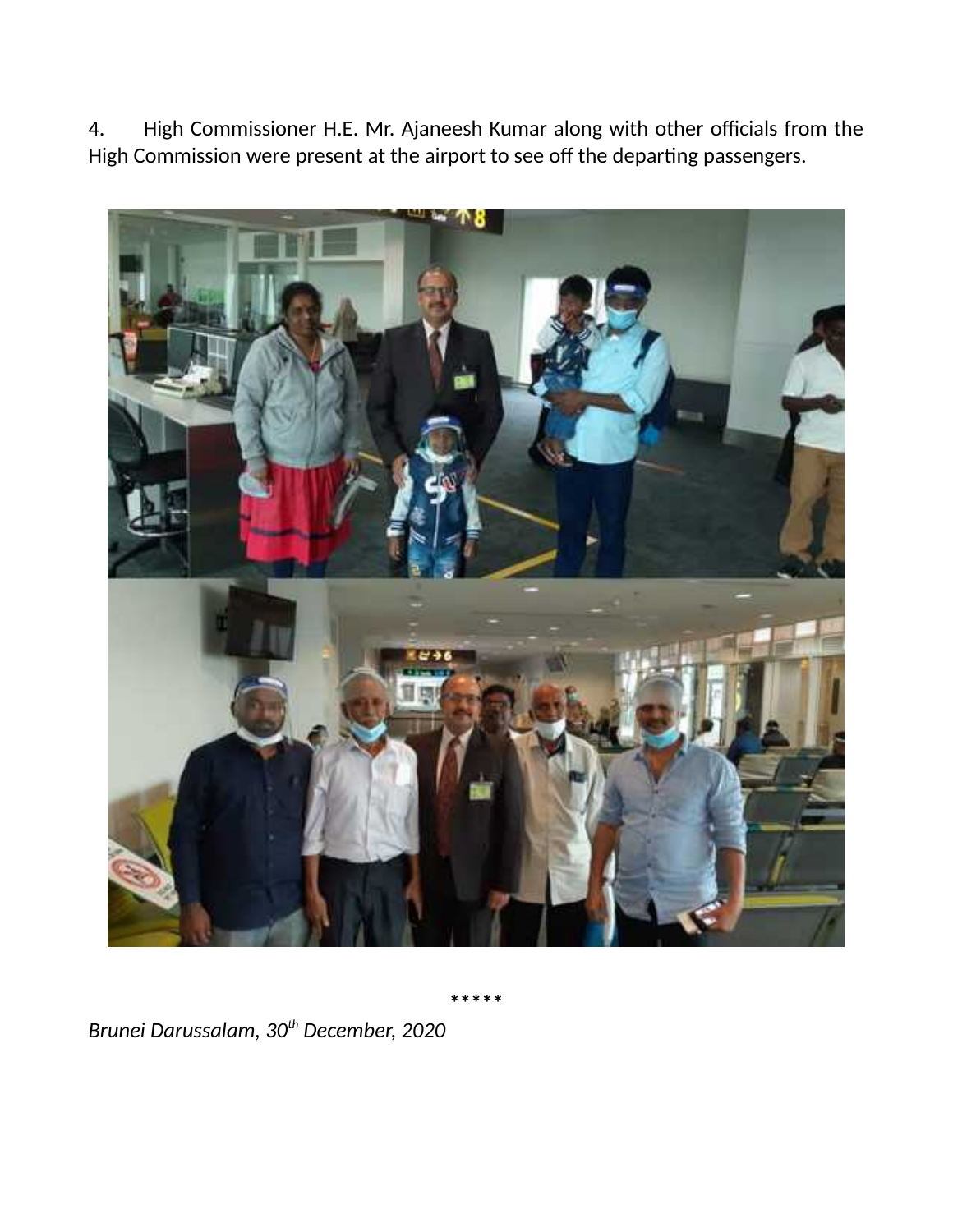4. High Commissioner H.E. Mr. Ajaneesh Kumar along with other officials from the High Commission were present at the airport to see off the departing passengers.

*****

*Brunei Darussalam, 30th December, 2020*